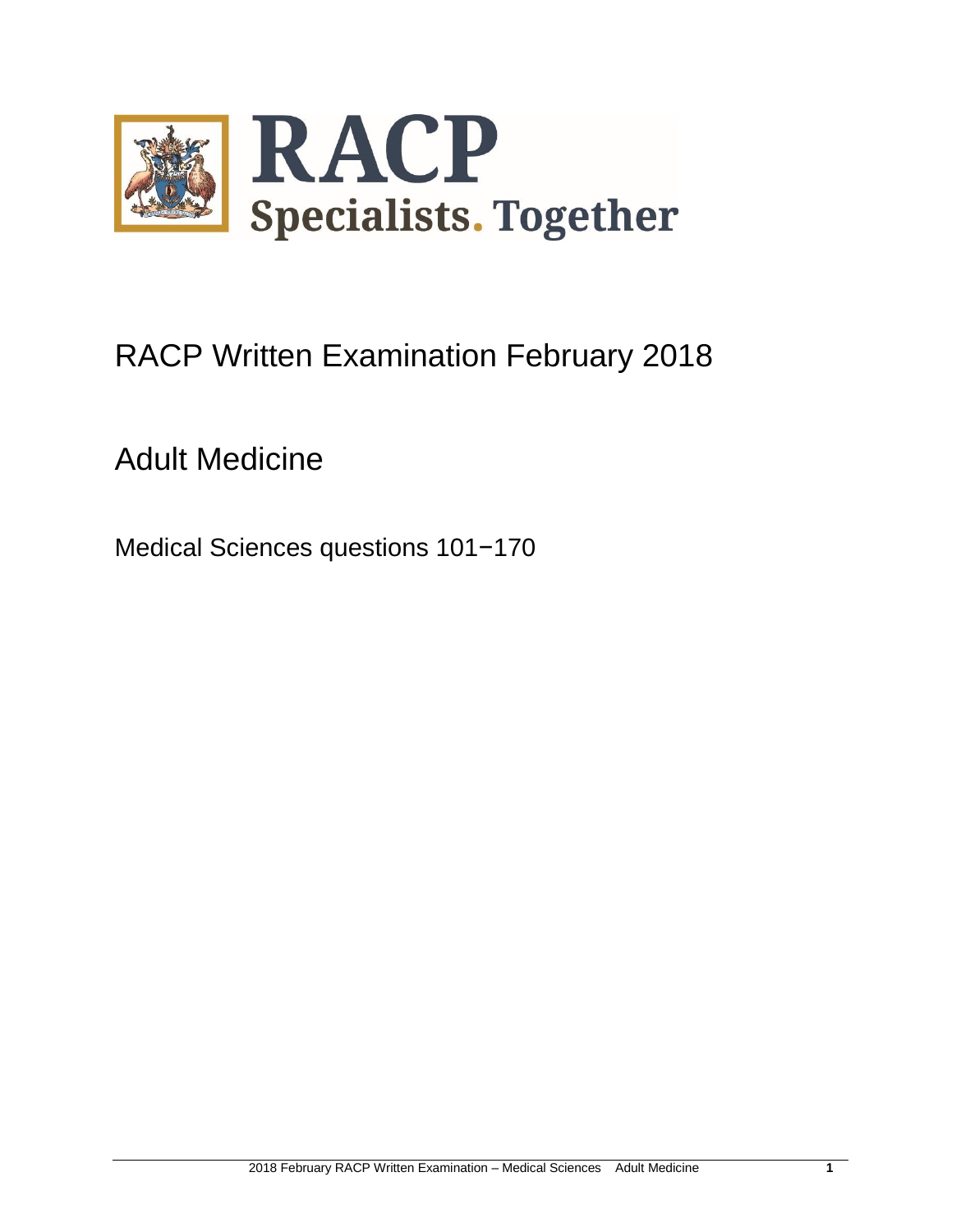# RACP

## Specialists. Together

# RACP Written Examination February 2018

## Adult Medicine

Medical Sciences questions 101−170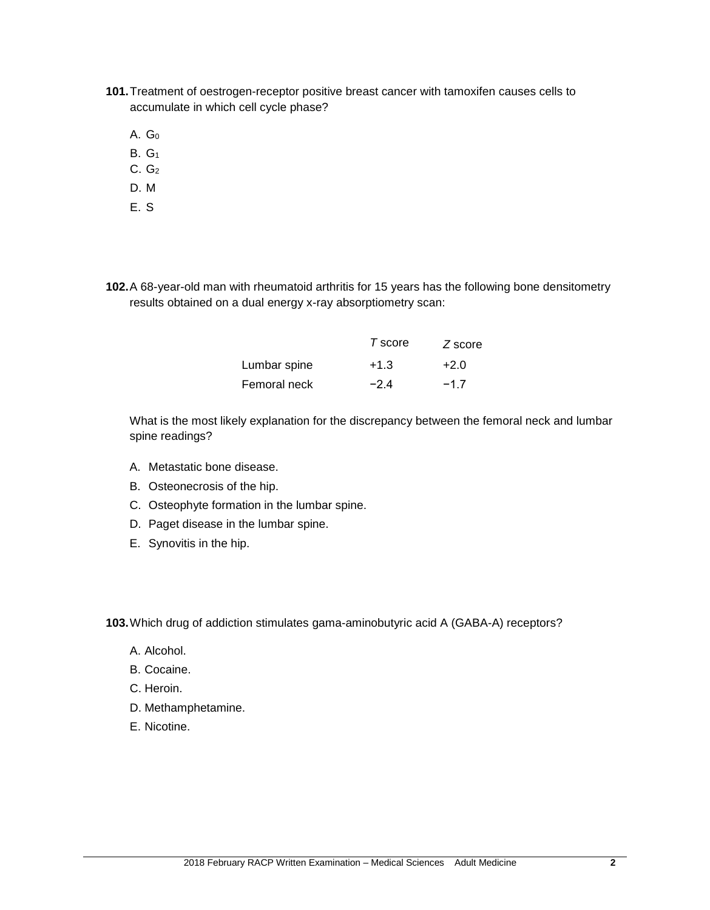**101.** Treatment of oestrogen-receptor positive breast cancer with tamoxifen causes cells to accumulate in which cell cycle phase?

A. $G_0$

B. $G_1$

C. $G_2$

D. M

E. S

**102.** A 68-year-old man with rheumatoid arthritis for 15 years has the following bone densitometry results obtained on a dual energy x-ray absorptiometry scan:

| | *T* score | *Z* score |
|---|---|---|
| Lumbar spine | +1.3 | +2.0 |
| Femoral neck | −2.4 | −1.7 |

What is the most likely explanation for the discrepancy between the femoral neck and lumbar spine readings?

A. Metastatic bone disease.

B. Osteonecrosis of the hip.

C. Osteophyte formation in the lumbar spine.

D. Paget disease in the lumbar spine.

E. Synovitis in the hip.

**103.** Which drug of addiction stimulates gama-aminobutyric acid A (GABA-A) receptors?

A. Alcohol.

B. Cocaine.

C. Heroin.

D. Methamphetamine.

E. Nicotine.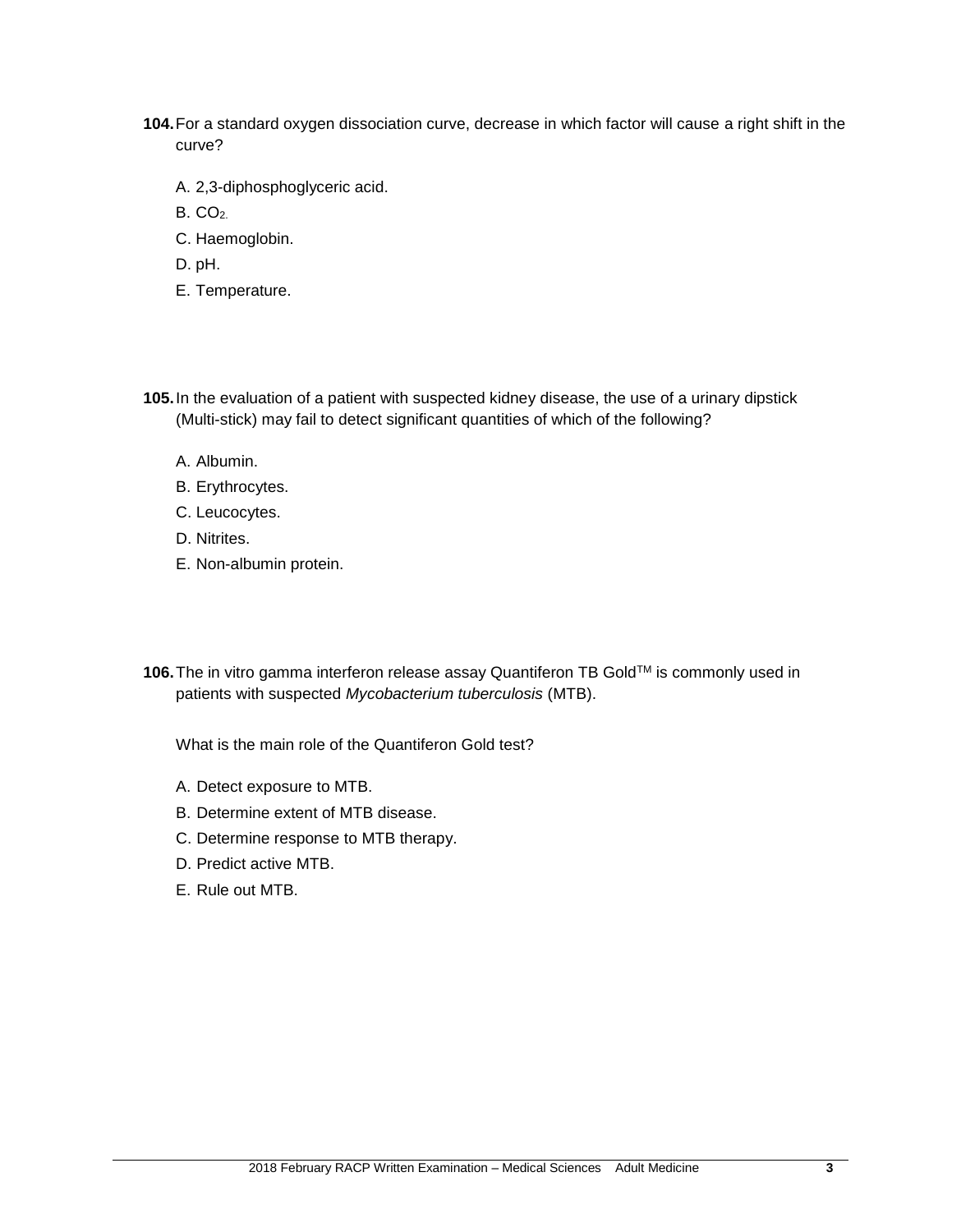**104.** For a standard oxygen dissociation curve, decrease in which factor will cause a right shift in the curve?

A. 2,3-diphosphoglyceric acid.

B. $CO_2$.

C. Haemoglobin.

D. pH.

E. Temperature.

**105.** In the evaluation of a patient with suspected kidney disease, the use of a urinary dipstick (Multi-stick) may fail to detect significant quantities of which of the following?

A. Albumin.

B. Erythrocytes.

C. Leucocytes.

D. Nitrites.

E. Non-albumin protein.

**106.** The in vitro gamma interferon release assay Quantiferon TB Gold™ is commonly used in patients with suspected *Mycobacterium tuberculosis* (MTB).

What is the main role of the Quantiferon Gold test?

A. Detect exposure to MTB.

B. Determine extent of MTB disease.

C. Determine response to MTB therapy.

D. Predict active MTB.

E. Rule out MTB.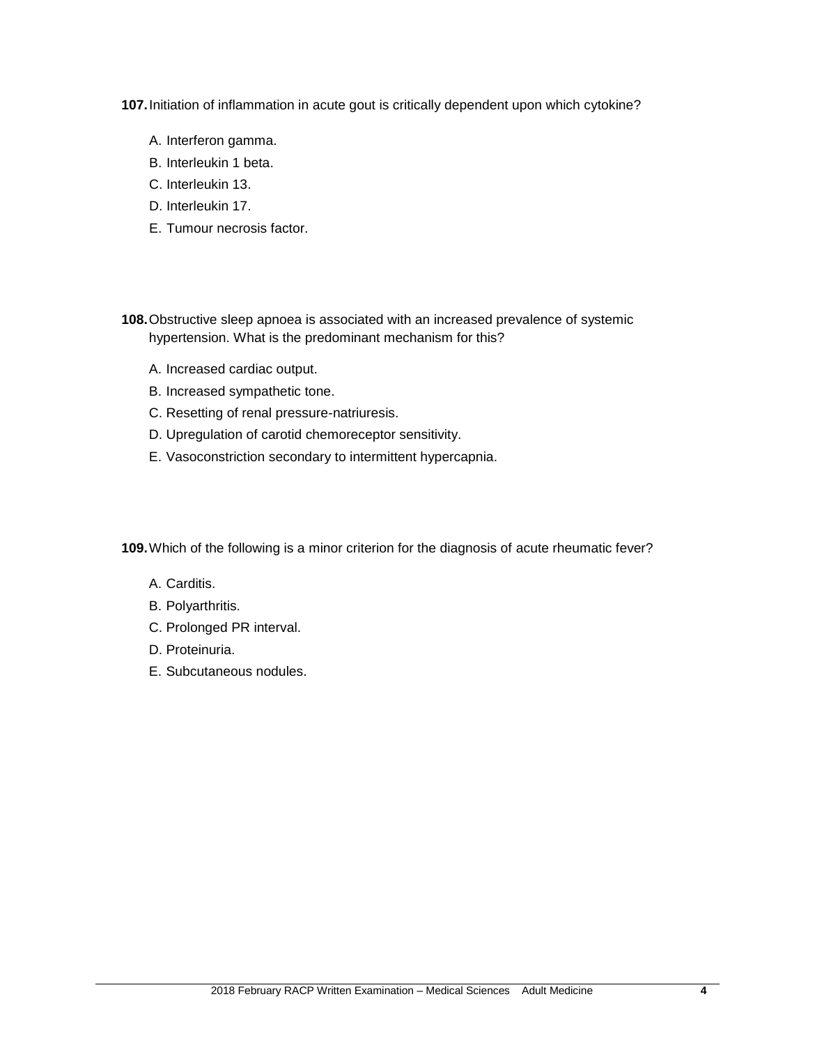**107.** Initiation of inflammation in acute gout is critically dependent upon which cytokine?

A. Interferon gamma.
B. Interleukin 1 beta.
C. Interleukin 13.
D. Interleukin 17.
E. Tumour necrosis factor.

**108.** Obstructive sleep apnoea is associated with an increased prevalence of systemic hypertension. What is the predominant mechanism for this?

A. Increased cardiac output.
B. Increased sympathetic tone.
C. Resetting of renal pressure-natriuresis.
D. Upregulation of carotid chemoreceptor sensitivity.
E. Vasoconstriction secondary to intermittent hypercapnia.

**109.** Which of the following is a minor criterion for the diagnosis of acute rheumatic fever?

A. Carditis.
B. Polyarthritis.
C. Prolonged PR interval.
D. Proteinuria.
E. Subcutaneous nodules.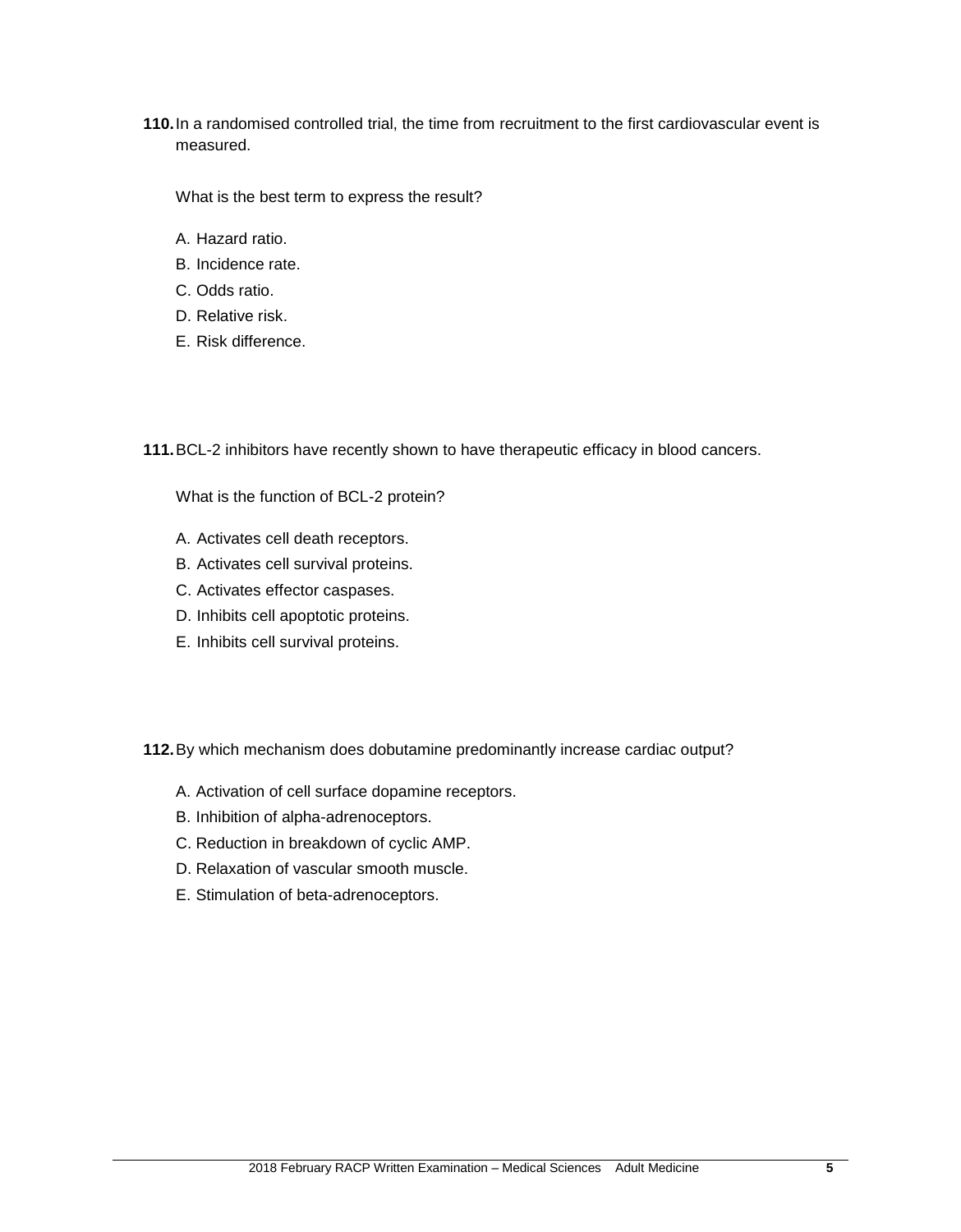**110.** In a randomised controlled trial, the time from recruitment to the first cardiovascular event is measured.

What is the best term to express the result?

A. Hazard ratio.
B. Incidence rate.
C. Odds ratio.
D. Relative risk.
E. Risk difference.

**111.** BCL-2 inhibitors have recently shown to have therapeutic efficacy in blood cancers.

What is the function of BCL-2 protein?

A. Activates cell death receptors.
B. Activates cell survival proteins.
C. Activates effector caspases.
D. Inhibits cell apoptotic proteins.
E. Inhibits cell survival proteins.

**112.** By which mechanism does dobutamine predominantly increase cardiac output?

A. Activation of cell surface dopamine receptors.
B. Inhibition of alpha-adrenoceptors.
C. Reduction in breakdown of cyclic AMP.
D. Relaxation of vascular smooth muscle.
E. Stimulation of beta-adrenoceptors.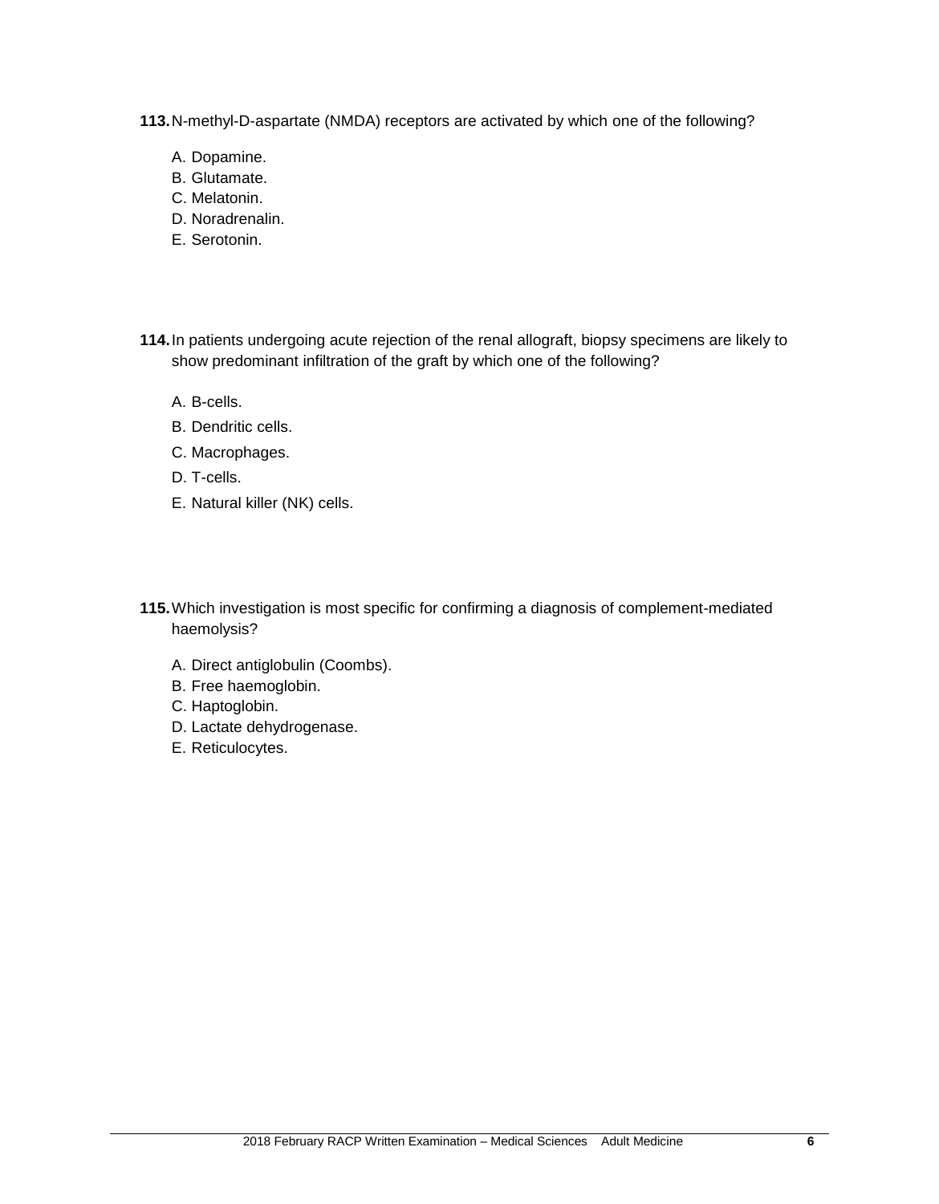**113.** N-methyl-D-aspartate (NMDA) receptors are activated by which one of the following?

A. Dopamine.
B. Glutamate.
C. Melatonin.
D. Noradrenalin.
E. Serotonin.

**114.** In patients undergoing acute rejection of the renal allograft, biopsy specimens are likely to show predominant infiltration of the graft by which one of the following?

A. B-cells.
B. Dendritic cells.
C. Macrophages.
D. T-cells.
E. Natural killer (NK) cells.

**115.** Which investigation is most specific for confirming a diagnosis of complement-mediated haemolysis?

A. Direct antiglobulin (Coombs).
B. Free haemoglobin.
C. Haptoglobin.
D. Lactate dehydrogenase.
E. Reticulocytes.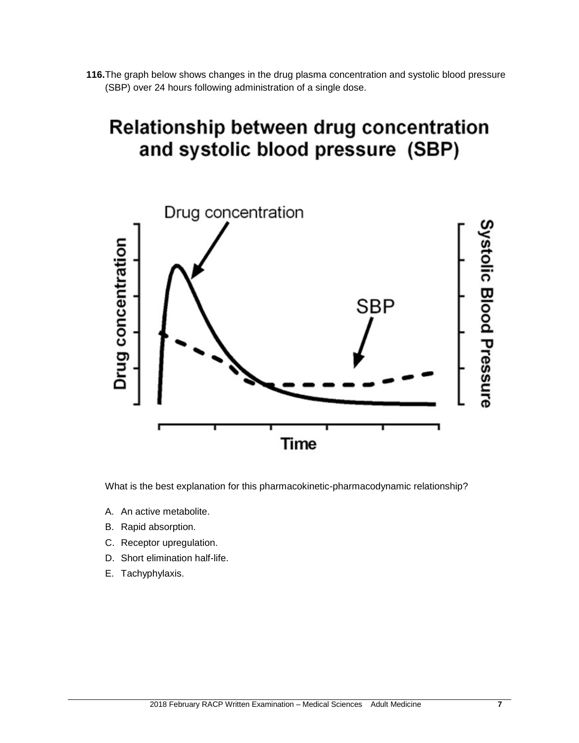**116.** The graph below shows changes in the drug plasma concentration and systolic blood pressure (SBP) over 24 hours following administration of a single dose.

**Relationship between drug concentration and systolic blood pressure (SBP)**

What is the best explanation for this pharmacokinetic-pharmacodynamic relationship?

A. An active metabolite.

B. Rapid absorption.

C. Receptor upregulation.

D. Short elimination half-life.

E. Tachyphylaxis.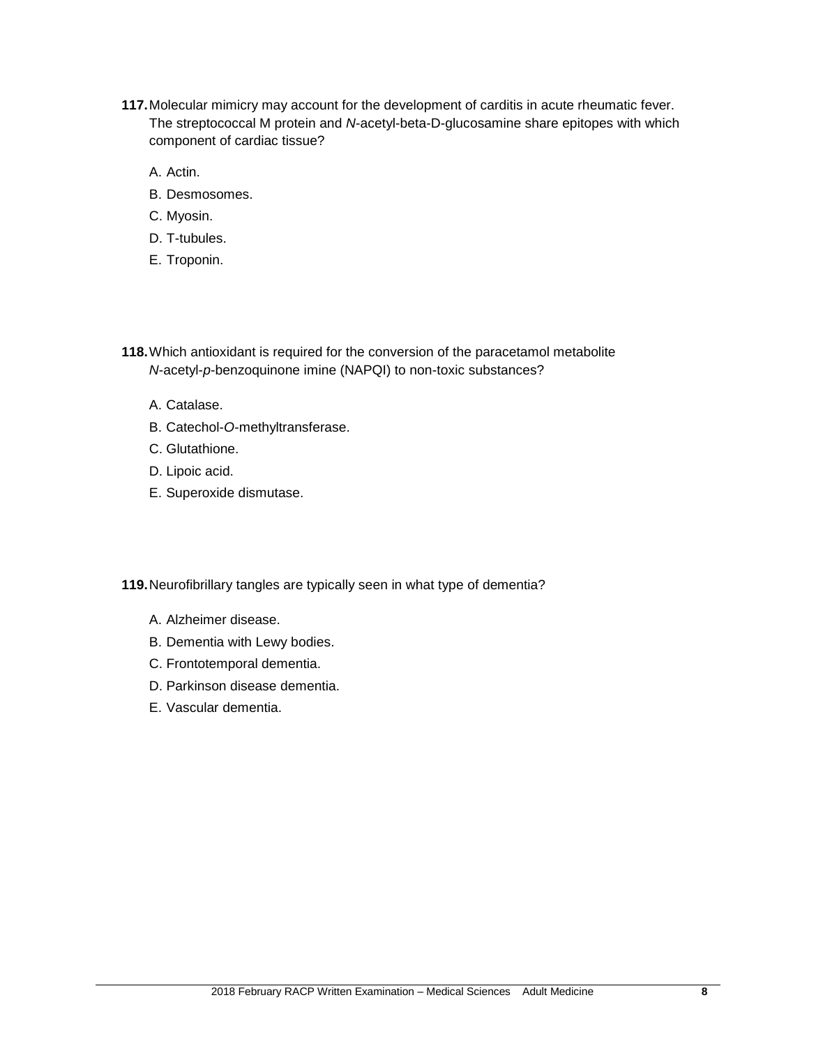**117.** Molecular mimicry may account for the development of carditis in acute rheumatic fever. The streptococcal M protein and *N*-acetyl-beta-D-glucosamine share epitopes with which component of cardiac tissue?

A. Actin.

B. Desmosomes.

C. Myosin.

D. T-tubules.

E. Troponin.

**118.** Which antioxidant is required for the conversion of the paracetamol metabolite *N*-acetyl-*p*-benzoquinone imine (NAPQI) to non-toxic substances?

A. Catalase.

B. Catechol-*O*-methyltransferase.

C. Glutathione.

D. Lipoic acid.

E. Superoxide dismutase.

**119.** Neurofibrillary tangles are typically seen in what type of dementia?

A. Alzheimer disease.

B. Dementia with Lewy bodies.

C. Frontotemporal dementia.

D. Parkinson disease dementia.

E. Vascular dementia.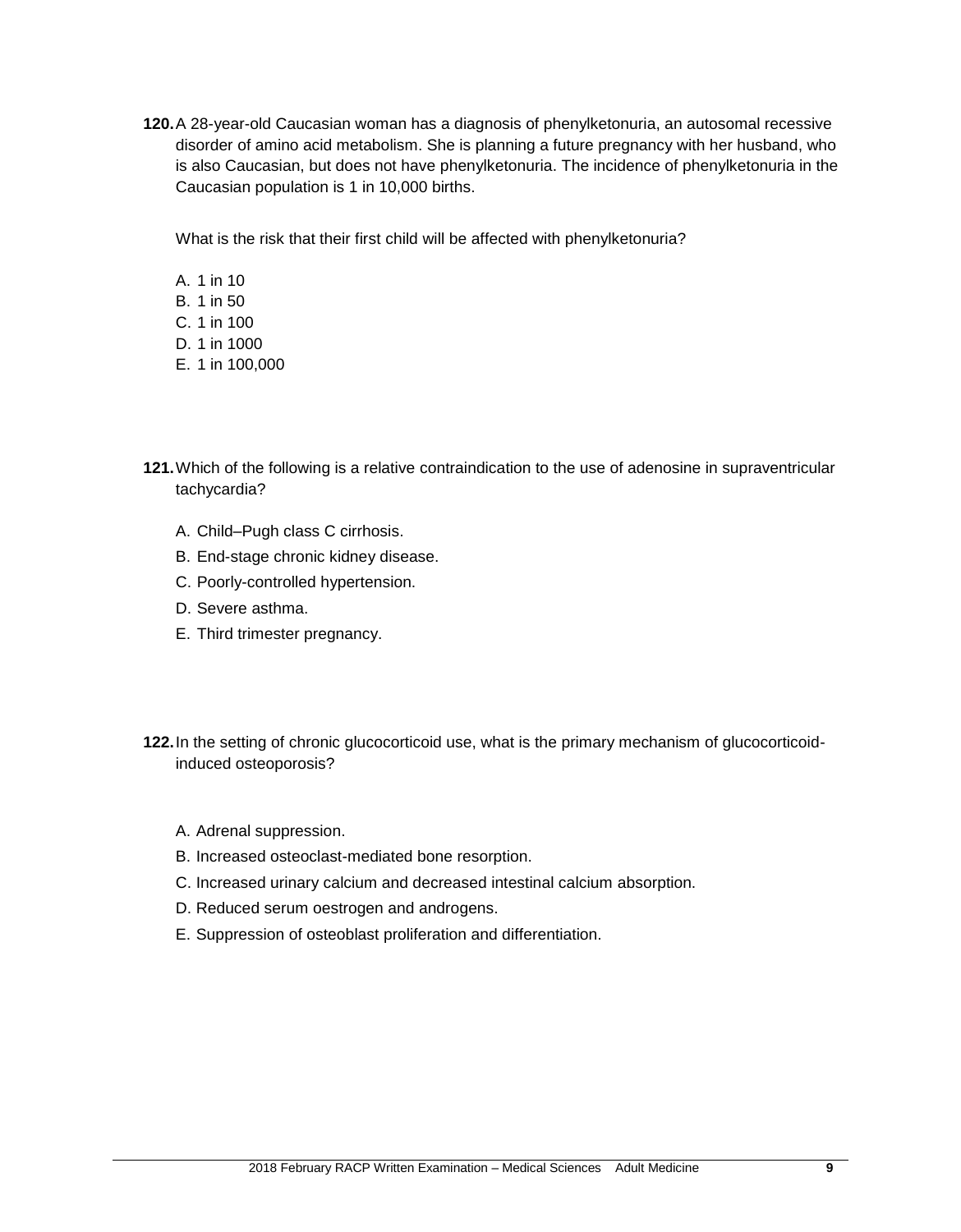**120.** A 28-year-old Caucasian woman has a diagnosis of phenylketonuria, an autosomal recessive disorder of amino acid metabolism. She is planning a future pregnancy with her husband, who is also Caucasian, but does not have phenylketonuria. The incidence of phenylketonuria in the Caucasian population is 1 in 10,000 births.

What is the risk that their first child will be affected with phenylketonuria?

A. 1 in 10
B. 1 in 50
C. 1 in 100
D. 1 in 1000
E. 1 in 100,000

**121.** Which of the following is a relative contraindication to the use of adenosine in supraventricular tachycardia?

A. Child–Pugh class C cirrhosis.
B. End-stage chronic kidney disease.
C. Poorly-controlled hypertension.
D. Severe asthma.
E. Third trimester pregnancy.

**122.** In the setting of chronic glucocorticoid use, what is the primary mechanism of glucocorticoid-induced osteoporosis?

A. Adrenal suppression.
B. Increased osteoclast-mediated bone resorption.
C. Increased urinary calcium and decreased intestinal calcium absorption.
D. Reduced serum oestrogen and androgens.
E. Suppression of osteoblast proliferation and differentiation.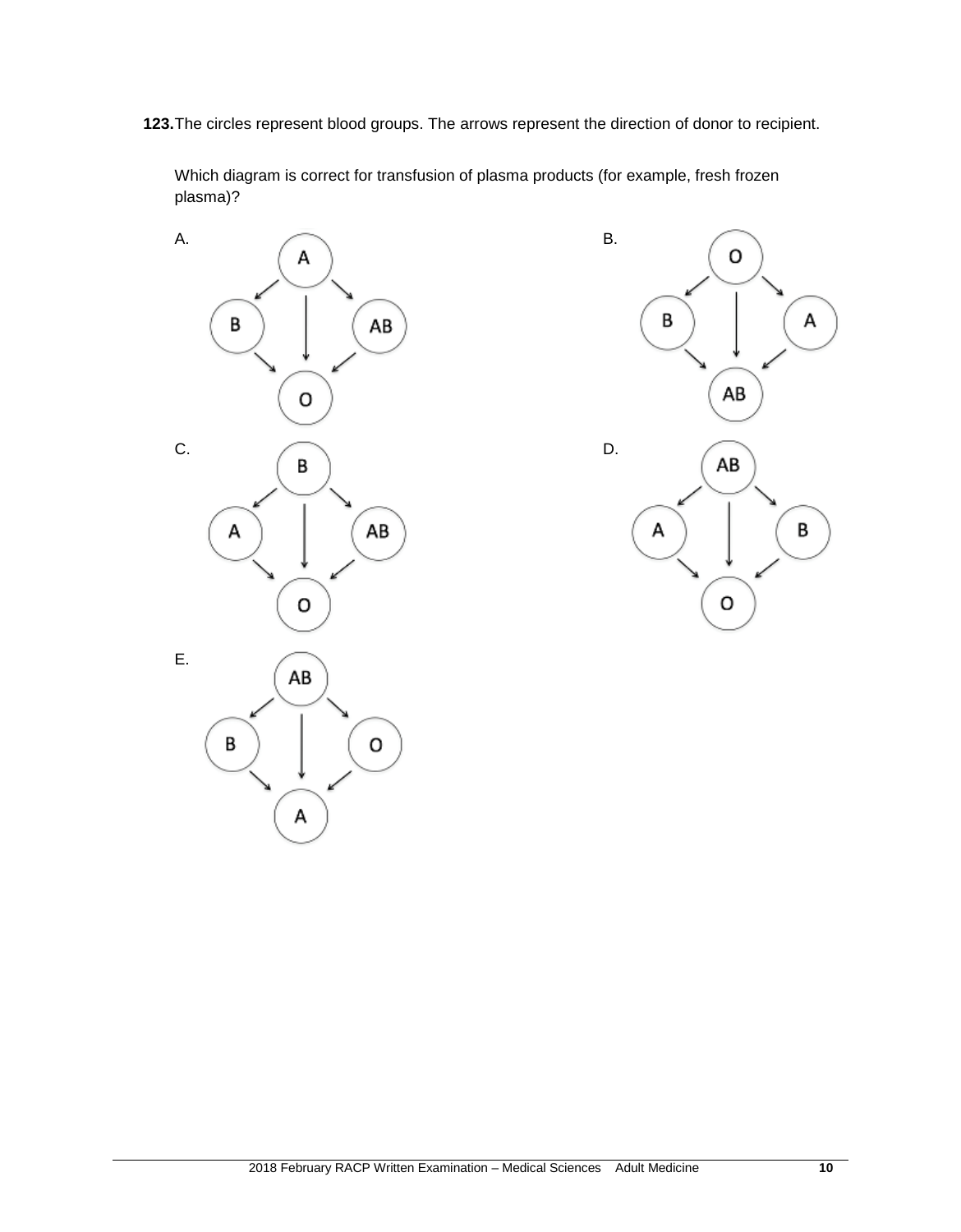**123.** The circles represent blood groups. The arrows represent the direction of donor to recipient.

Which diagram is correct for transfusion of plasma products (for example, fresh frozen plasma)?

A.

B.

C.

D.

E.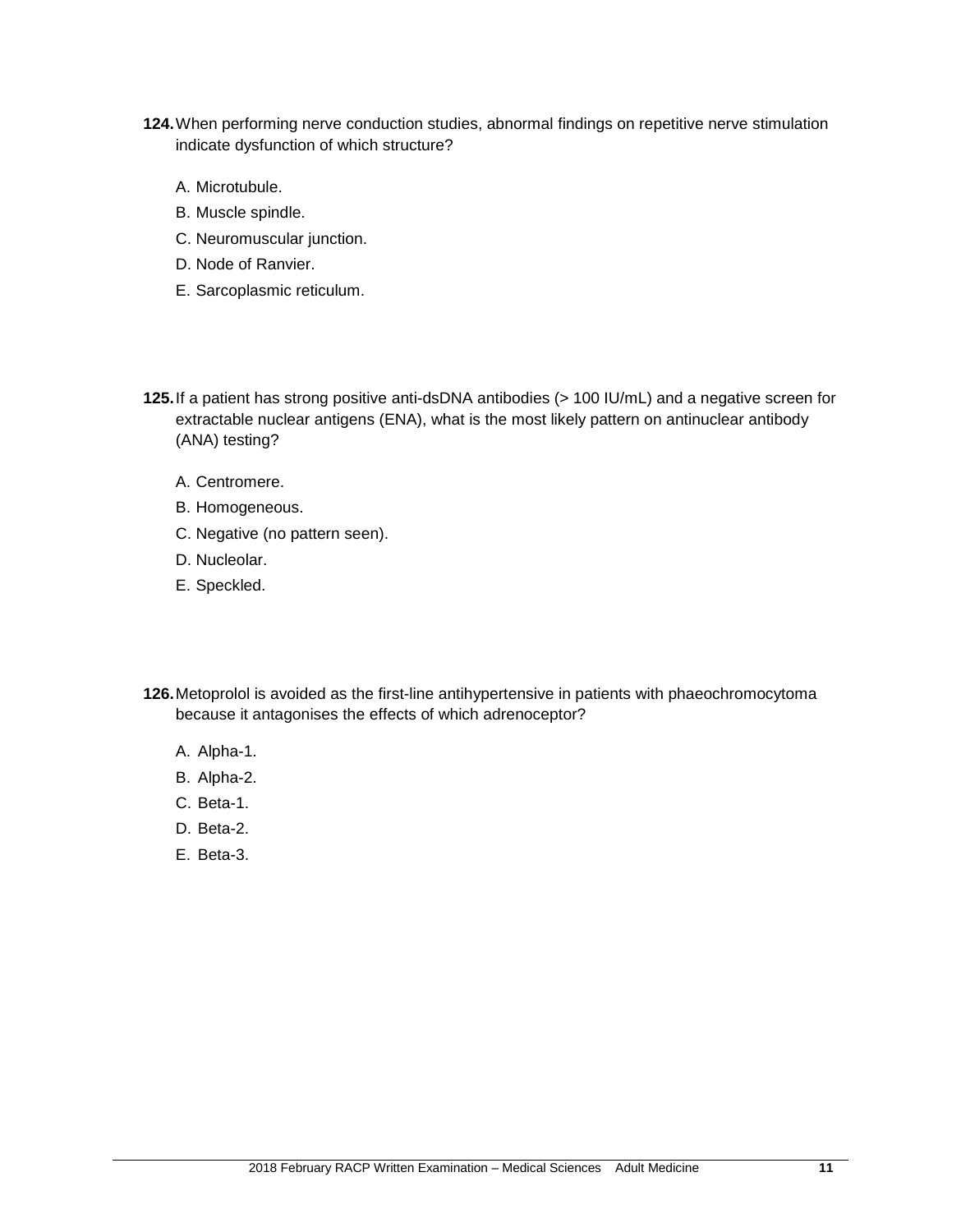**124.** When performing nerve conduction studies, abnormal findings on repetitive nerve stimulation indicate dysfunction of which structure?

A. Microtubule.

B. Muscle spindle.

C. Neuromuscular junction.

D. Node of Ranvier.

E. Sarcoplasmic reticulum.

**125.** If a patient has strong positive anti-dsDNA antibodies (> 100 IU/mL) and a negative screen for extractable nuclear antigens (ENA), what is the most likely pattern on antinuclear antibody (ANA) testing?

A. Centromere.

B. Homogeneous.

C. Negative (no pattern seen).

D. Nucleolar.

E. Speckled.

**126.** Metoprolol is avoided as the first-line antihypertensive in patients with phaeochromocytoma because it antagonises the effects of which adrenoceptor?

A. Alpha-1.

B. Alpha-2.

C. Beta-1.

D. Beta-2.

E. Beta-3.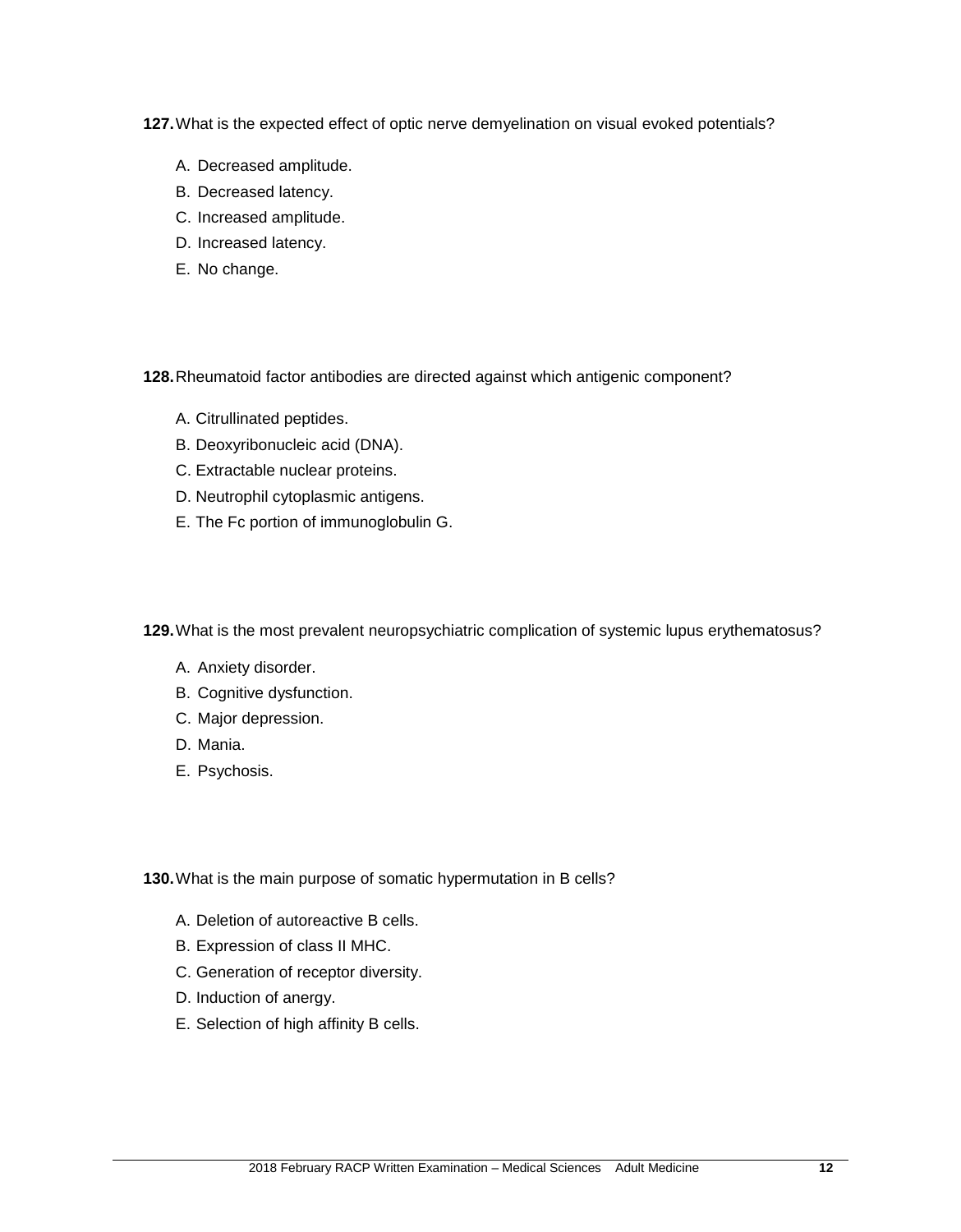**127.** What is the expected effect of optic nerve demyelination on visual evoked potentials?

A. Decreased amplitude.
B. Decreased latency.
C. Increased amplitude.
D. Increased latency.
E. No change.

**128.** Rheumatoid factor antibodies are directed against which antigenic component?

A. Citrullinated peptides.
B. Deoxyribonucleic acid (DNA).
C. Extractable nuclear proteins.
D. Neutrophil cytoplasmic antigens.
E. The Fc portion of immunoglobulin G.

**129.** What is the most prevalent neuropsychiatric complication of systemic lupus erythematosus?

A. Anxiety disorder.
B. Cognitive dysfunction.
C. Major depression.
D. Mania.
E. Psychosis.

**130.** What is the main purpose of somatic hypermutation in B cells?

A. Deletion of autoreactive B cells.
B. Expression of class II MHC.
C. Generation of receptor diversity.
D. Induction of anergy.
E. Selection of high affinity B cells.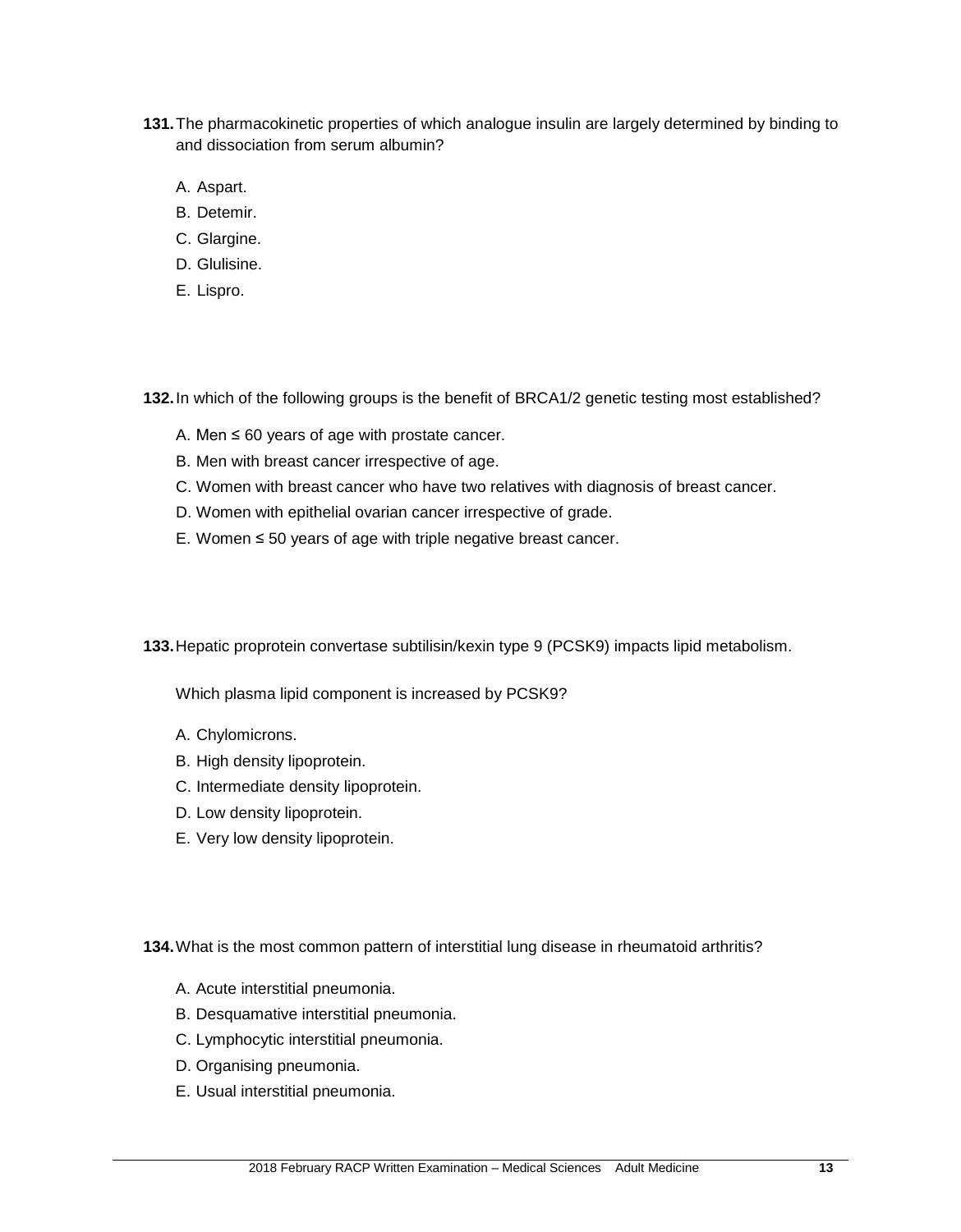**131.** The pharmacokinetic properties of which analogue insulin are largely determined by binding to and dissociation from serum albumin?

A. Aspart.

B. Detemir.

C. Glargine.

D. Glulisine.

E. Lispro.

**132.** In which of the following groups is the benefit of BRCA1/2 genetic testing most established?

A. Men ≤ 60 years of age with prostate cancer.

B. Men with breast cancer irrespective of age.

C. Women with breast cancer who have two relatives with diagnosis of breast cancer.

D. Women with epithelial ovarian cancer irrespective of grade.

E. Women ≤ 50 years of age with triple negative breast cancer.

**133.** Hepatic proprotein convertase subtilisin/kexin type 9 (PCSK9) impacts lipid metabolism.

Which plasma lipid component is increased by PCSK9?

A. Chylomicrons.

B. High density lipoprotein.

C. Intermediate density lipoprotein.

D. Low density lipoprotein.

E. Very low density lipoprotein.

**134.** What is the most common pattern of interstitial lung disease in rheumatoid arthritis?

A. Acute interstitial pneumonia.

B. Desquamative interstitial pneumonia.

C. Lymphocytic interstitial pneumonia.

D. Organising pneumonia.

E. Usual interstitial pneumonia.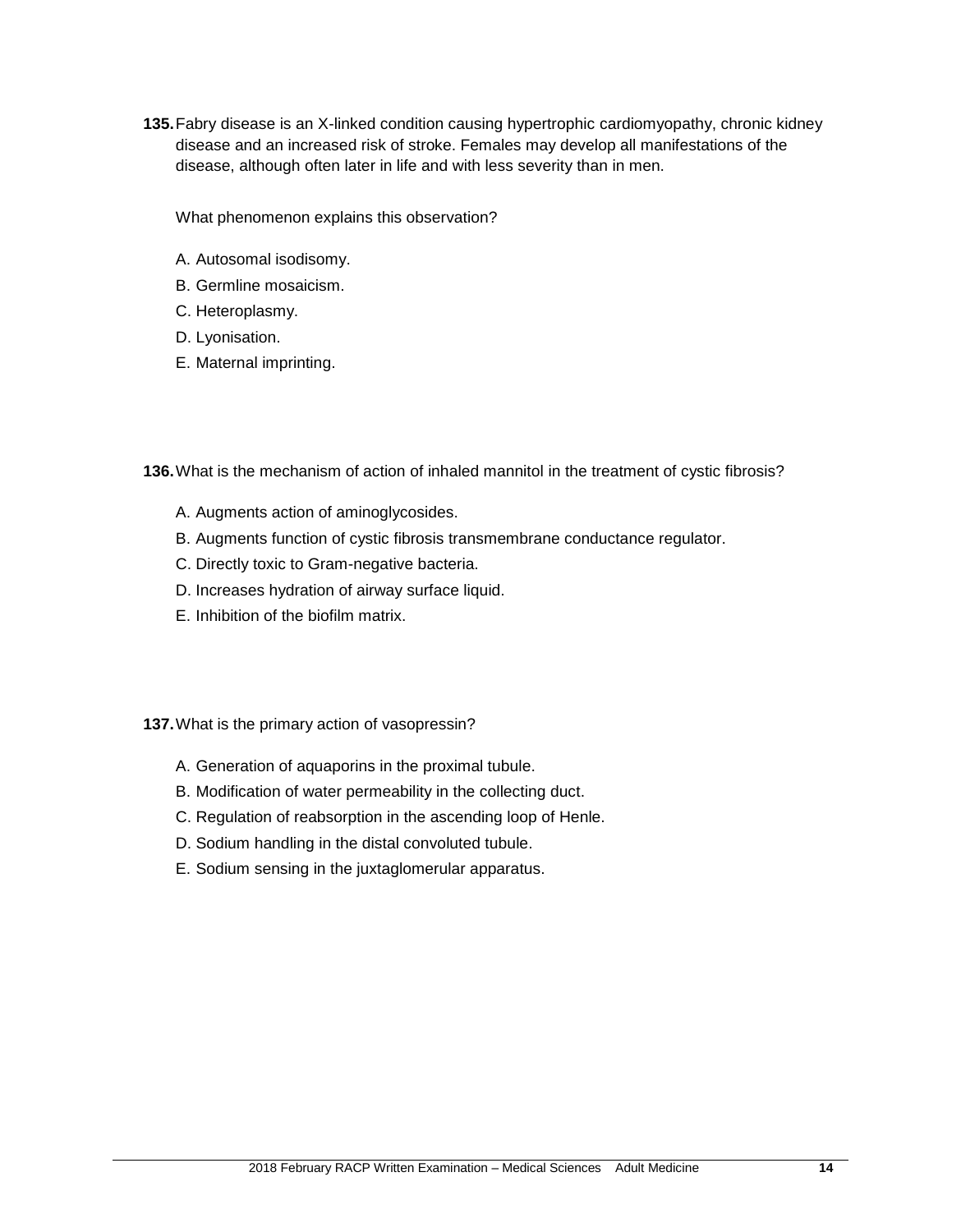**135.** Fabry disease is an X-linked condition causing hypertrophic cardiomyopathy, chronic kidney disease and an increased risk of stroke. Females may develop all manifestations of the disease, although often later in life and with less severity than in men.

What phenomenon explains this observation?

A. Autosomal isodisomy.
B. Germline mosaicism.
C. Heteroplasmy.
D. Lyonisation.
E. Maternal imprinting.

**136.** What is the mechanism of action of inhaled mannitol in the treatment of cystic fibrosis?

A. Augments action of aminoglycosides.
B. Augments function of cystic fibrosis transmembrane conductance regulator.
C. Directly toxic to Gram-negative bacteria.
D. Increases hydration of airway surface liquid.
E. Inhibition of the biofilm matrix.

**137.** What is the primary action of vasopressin?

A. Generation of aquaporins in the proximal tubule.
B. Modification of water permeability in the collecting duct.
C. Regulation of reabsorption in the ascending loop of Henle.
D. Sodium handling in the distal convoluted tubule.
E. Sodium sensing in the juxtaglomerular apparatus.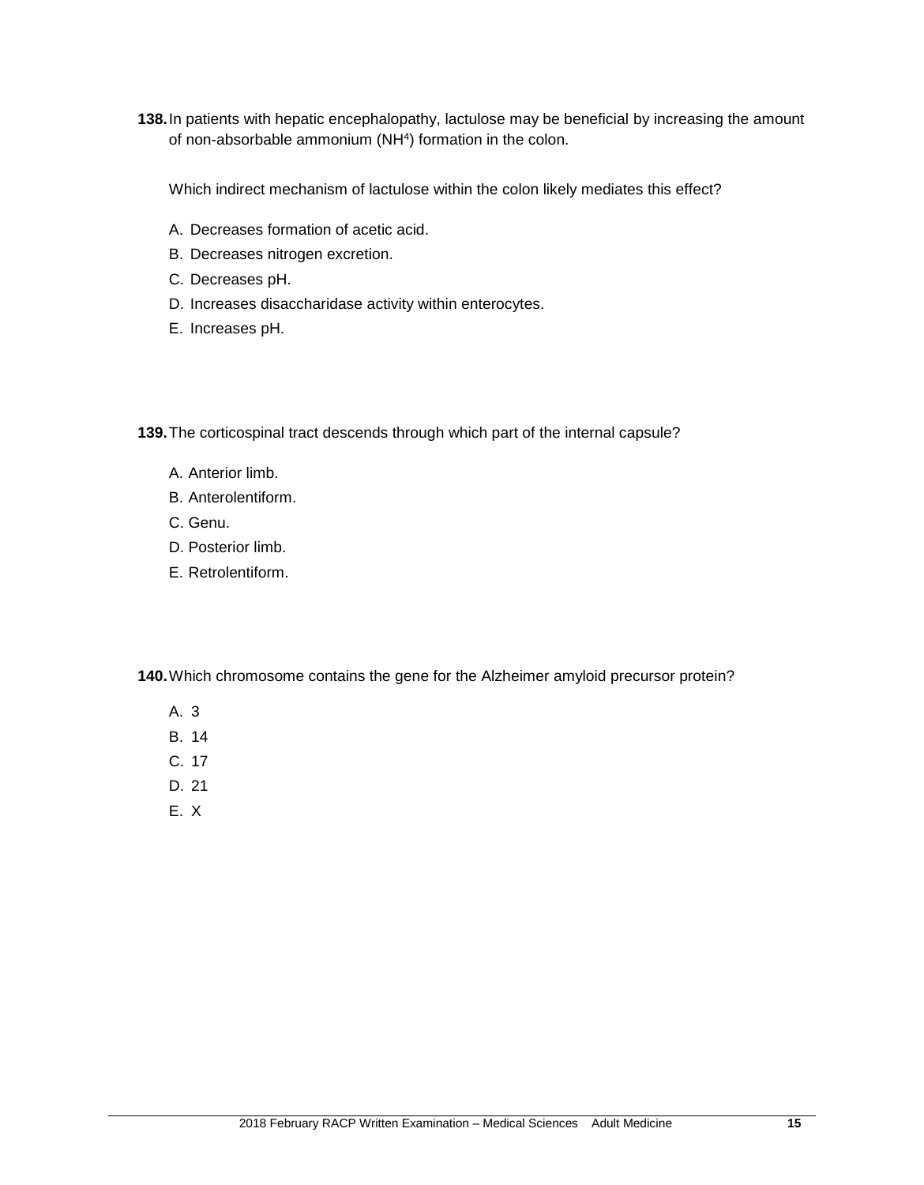**138.** In patients with hepatic encephalopathy, lactulose may be beneficial by increasing the amount of non-absorbable ammonium ($NH^4$) formation in the colon.

Which indirect mechanism of lactulose within the colon likely mediates this effect?

A. Decreases formation of acetic acid.
B. Decreases nitrogen excretion.
C. Decreases pH.
D. Increases disaccharidase activity within enterocytes.
E. Increases pH.

**139.** The corticospinal tract descends through which part of the internal capsule?

A. Anterior limb.
B. Anterolentiform.
C. Genu.
D. Posterior limb.
E. Retrolentiform.

**140.** Which chromosome contains the gene for the Alzheimer amyloid precursor protein?

A. 3
B. 14
C. 17
D. 21
E. X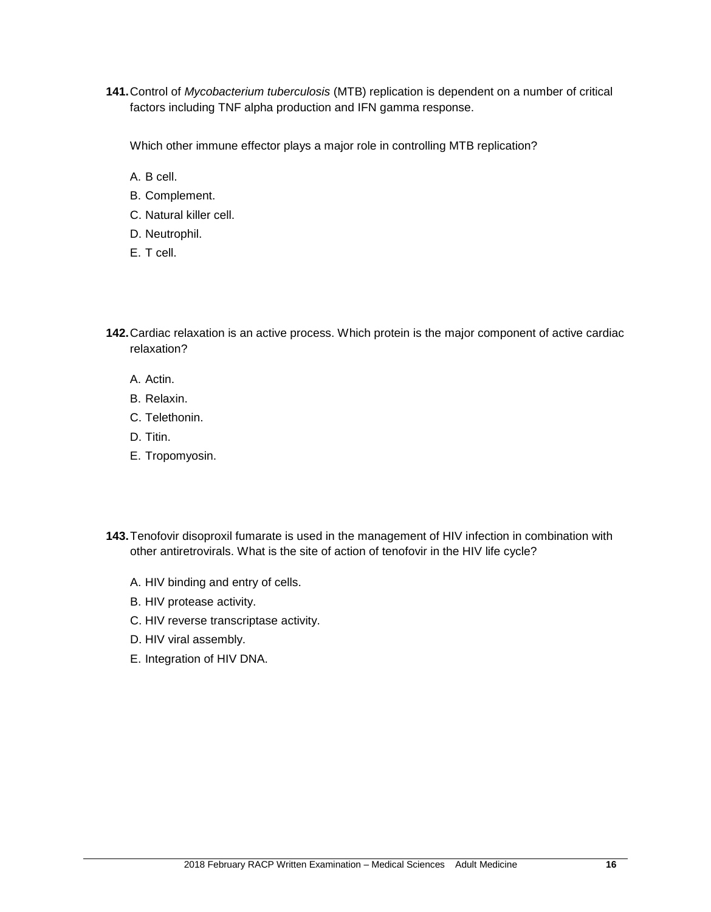**141.** Control of *Mycobacterium tuberculosis* (MTB) replication is dependent on a number of critical factors including TNF alpha production and IFN gamma response.

Which other immune effector plays a major role in controlling MTB replication?

A. B cell.

B. Complement.

C. Natural killer cell.

D. Neutrophil.

E. T cell.

**142.** Cardiac relaxation is an active process. Which protein is the major component of active cardiac relaxation?

A. Actin.

B. Relaxin.

C. Telethonin.

D. Titin.

E. Tropomyosin.

**143.** Tenofovir disoproxil fumarate is used in the management of HIV infection in combination with other antiretrovirals. What is the site of action of tenofovir in the HIV life cycle?

A. HIV binding and entry of cells.

B. HIV protease activity.

C. HIV reverse transcriptase activity.

D. HIV viral assembly.

E. Integration of HIV DNA.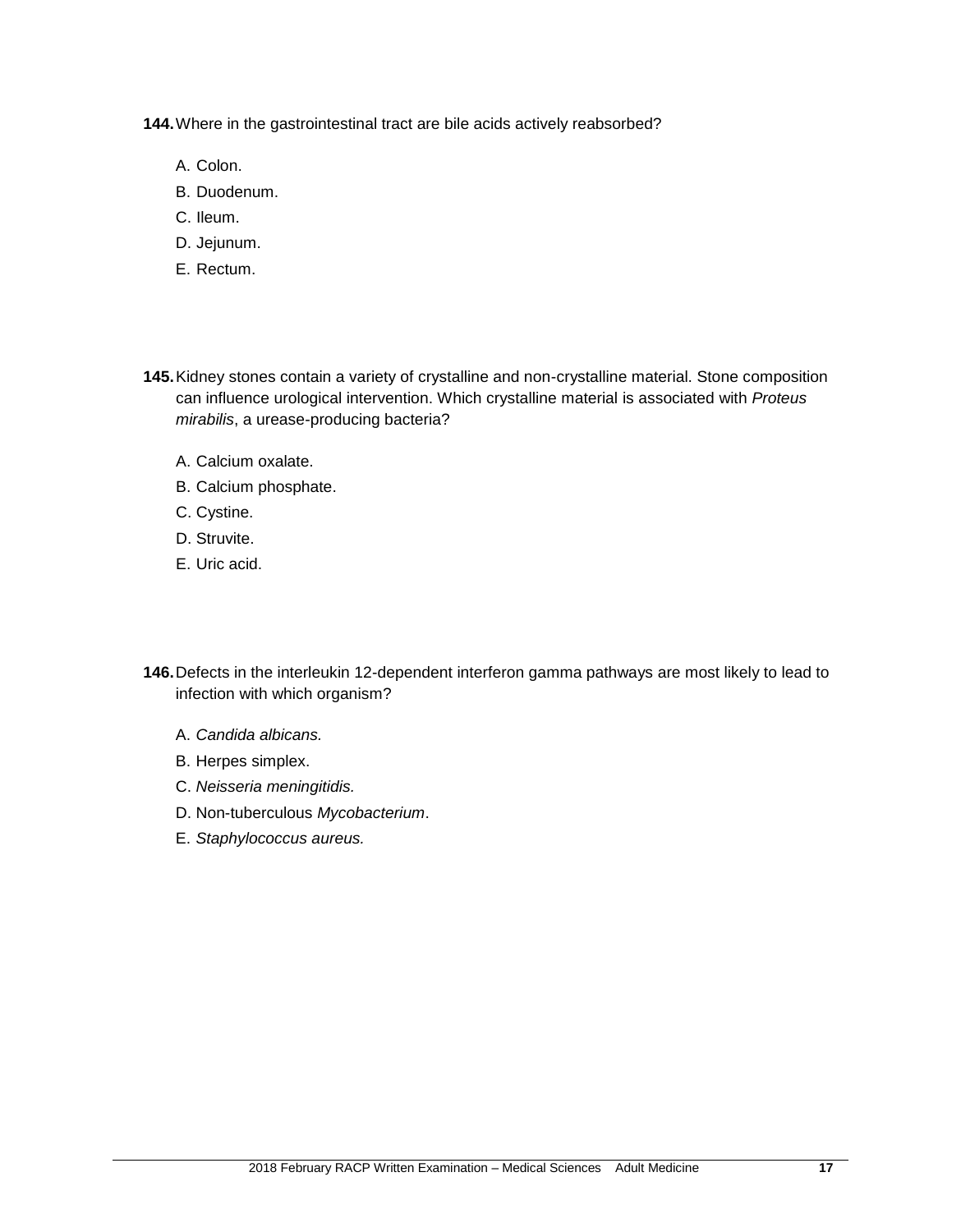**144.** Where in the gastrointestinal tract are bile acids actively reabsorbed?

A. Colon.
B. Duodenum.
C. Ileum.
D. Jejunum.
E. Rectum.

**145.** Kidney stones contain a variety of crystalline and non-crystalline material. Stone composition can influence urological intervention. Which crystalline material is associated with *Proteus mirabilis*, a urease-producing bacteria?

A. Calcium oxalate.
B. Calcium phosphate.
C. Cystine.
D. Struvite.
E. Uric acid.

**146.** Defects in the interleukin 12-dependent interferon gamma pathways are most likely to lead to infection with which organism?

A. *Candida albicans.*
B. Herpes simplex.
C. *Neisseria meningitidis.*
D. Non-tuberculous *Mycobacterium*.
E. *Staphylococcus aureus.*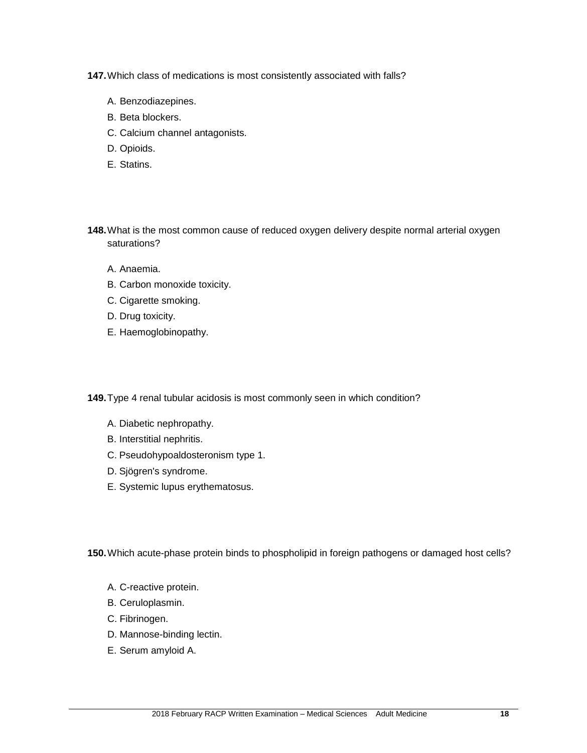**147.** Which class of medications is most consistently associated with falls?

A. Benzodiazepines.
B. Beta blockers.
C. Calcium channel antagonists.
D. Opioids.
E. Statins.

**148.** What is the most common cause of reduced oxygen delivery despite normal arterial oxygen saturations?

A. Anaemia.
B. Carbon monoxide toxicity.
C. Cigarette smoking.
D. Drug toxicity.
E. Haemoglobinopathy.

**149.** Type 4 renal tubular acidosis is most commonly seen in which condition?

A. Diabetic nephropathy.
B. Interstitial nephritis.
C. Pseudohypoaldosteronism type 1.
D. Sjögren's syndrome.
E. Systemic lupus erythematosus.

**150.** Which acute-phase protein binds to phospholipid in foreign pathogens or damaged host cells?

A. C-reactive protein.
B. Ceruloplasmin.
C. Fibrinogen.
D. Mannose-binding lectin.
E. Serum amyloid A.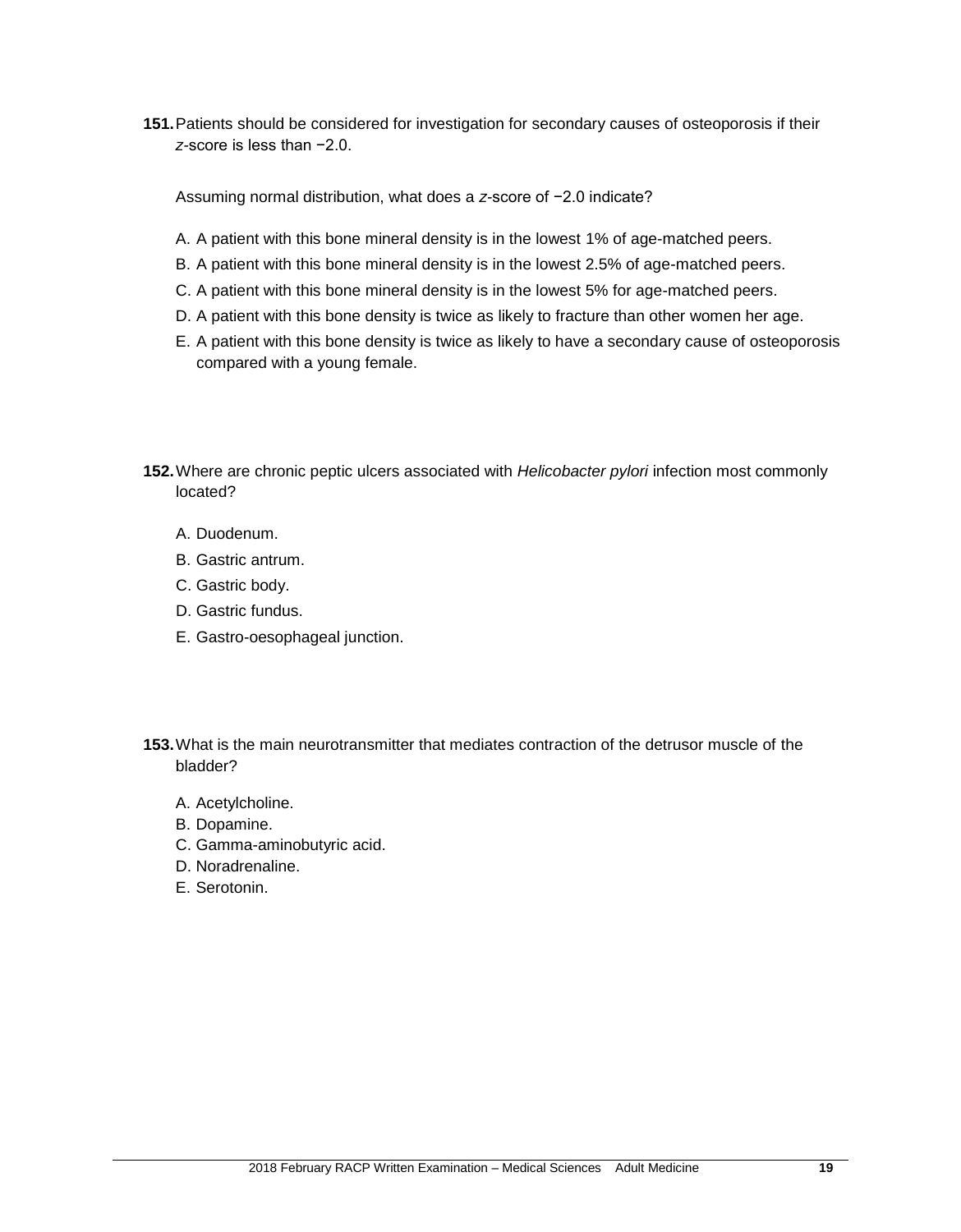**151.** Patients should be considered for investigation for secondary causes of osteoporosis if their *z*-score is less than −2.0.

Assuming normal distribution, what does a *z*-score of −2.0 indicate?

A. A patient with this bone mineral density is in the lowest 1% of age-matched peers.
B. A patient with this bone mineral density is in the lowest 2.5% of age-matched peers.
C. A patient with this bone mineral density is in the lowest 5% for age-matched peers.
D. A patient with this bone density is twice as likely to fracture than other women her age.
E. A patient with this bone density is twice as likely to have a secondary cause of osteoporosis compared with a young female.

**152.** Where are chronic peptic ulcers associated with *Helicobacter pylori* infection most commonly located?

A. Duodenum.
B. Gastric antrum.
C. Gastric body.
D. Gastric fundus.
E. Gastro-oesophageal junction.

**153.** What is the main neurotransmitter that mediates contraction of the detrusor muscle of the bladder?

A. Acetylcholine.
B. Dopamine.
C. Gamma-aminobutyric acid.
D. Noradrenaline.
E. Serotonin.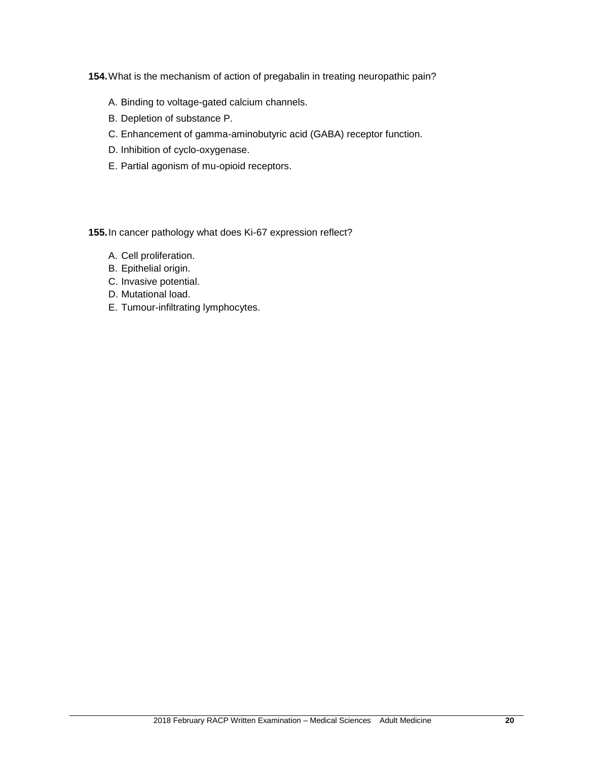**154.** What is the mechanism of action of pregabalin in treating neuropathic pain?

A. Binding to voltage-gated calcium channels.

B. Depletion of substance P.

C. Enhancement of gamma-aminobutyric acid (GABA) receptor function.

D. Inhibition of cyclo-oxygenase.

E. Partial agonism of mu-opioid receptors.

**155.** In cancer pathology what does Ki-67 expression reflect?

A. Cell proliferation.
B. Epithelial origin.
C. Invasive potential.
D. Mutational load.
E. Tumour-infiltrating lymphocytes.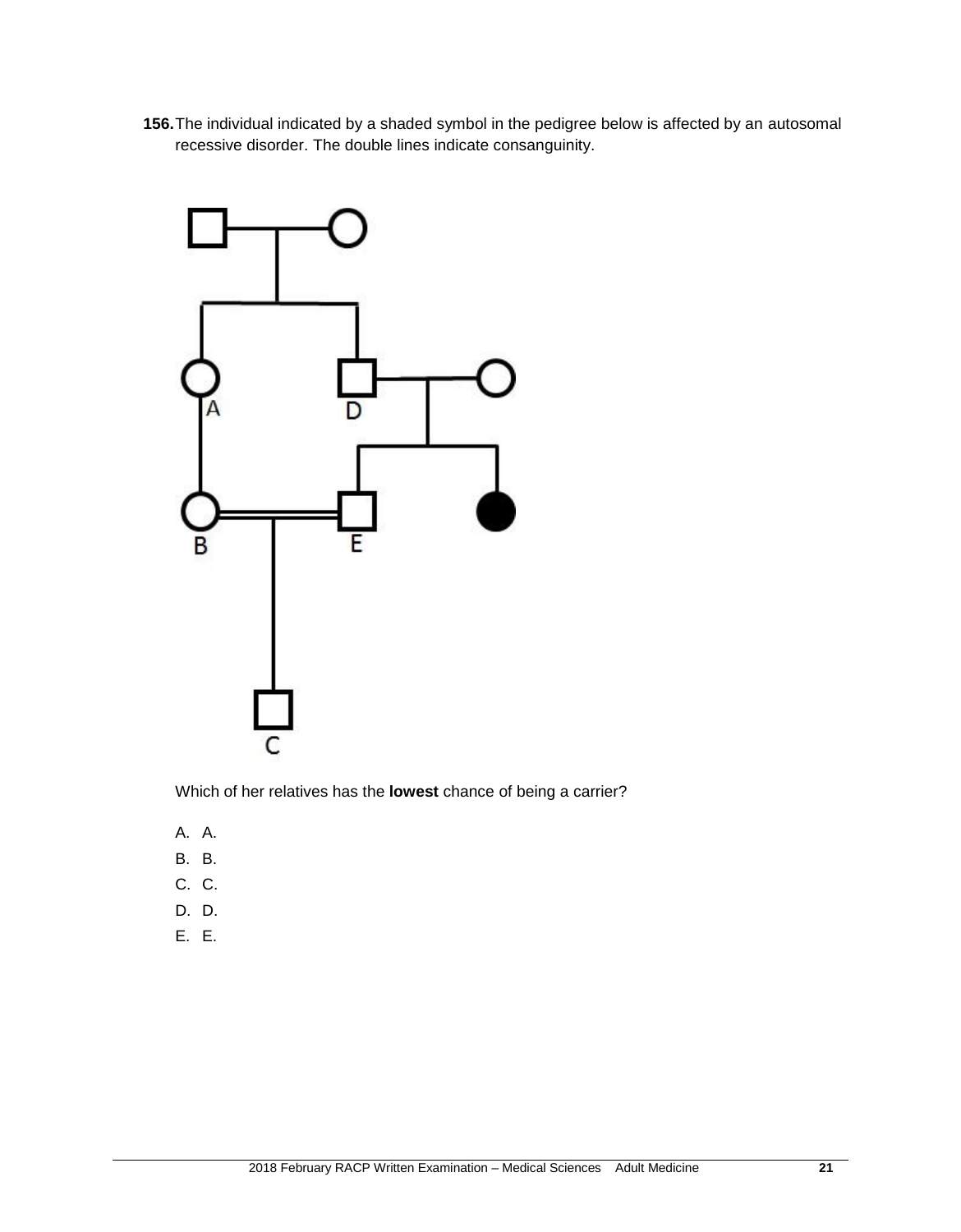**156.** The individual indicated by a shaded symbol in the pedigree below is affected by an autosomal recessive disorder. The double lines indicate consanguinity.

Which of her relatives has the **lowest** chance of being a carrier?

A. A.

B. B.

C. C.

D. D.

E. E.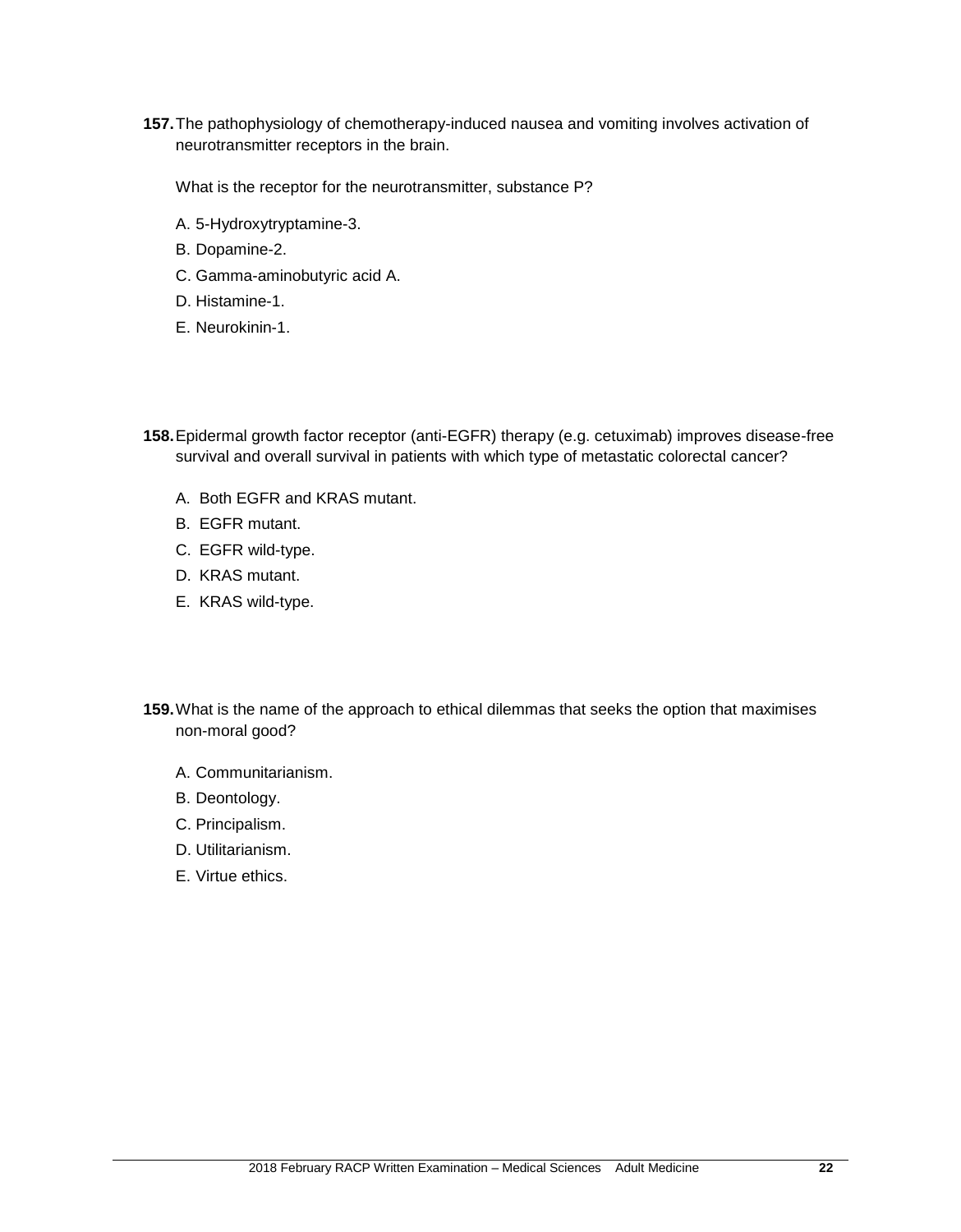**157.** The pathophysiology of chemotherapy-induced nausea and vomiting involves activation of neurotransmitter receptors in the brain.

What is the receptor for the neurotransmitter, substance P?

A. 5-Hydroxytryptamine-3.

B. Dopamine-2.

C. Gamma-aminobutyric acid A.

D. Histamine-1.

E. Neurokinin-1.

**158.** Epidermal growth factor receptor (anti-EGFR) therapy (e.g. cetuximab) improves disease-free survival and overall survival in patients with which type of metastatic colorectal cancer?

A. Both EGFR and KRAS mutant.

B. EGFR mutant.

C. EGFR wild-type.

D. KRAS mutant.

E. KRAS wild-type.

**159.** What is the name of the approach to ethical dilemmas that seeks the option that maximises non-moral good?

A. Communitarianism.

B. Deontology.

C. Principalism.

D. Utilitarianism.

E. Virtue ethics.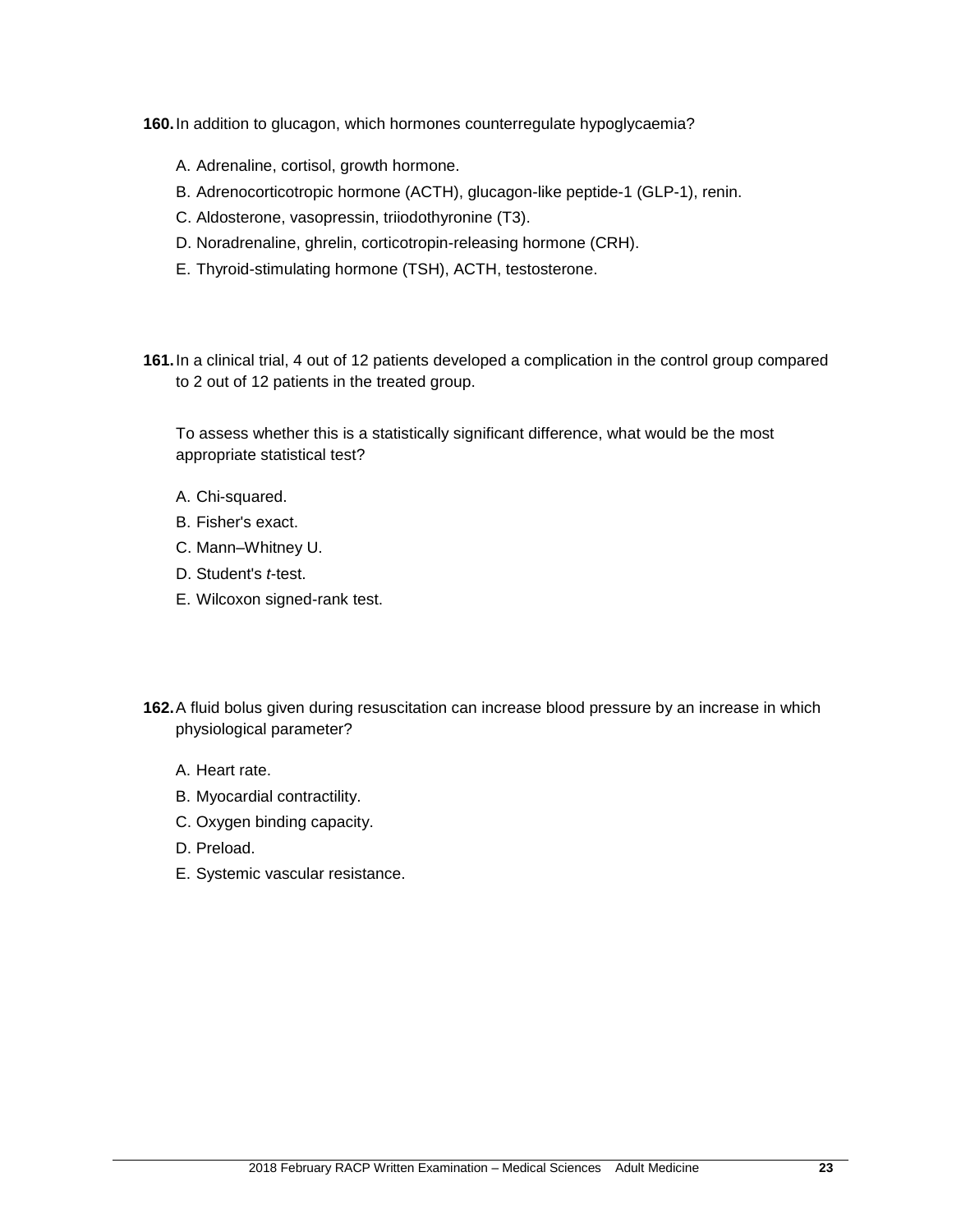**160.** In addition to glucagon, which hormones counterregulate hypoglycaemia?

A. Adrenaline, cortisol, growth hormone.

B. Adrenocorticotropic hormone (ACTH), glucagon-like peptide-1 (GLP-1), renin.

C. Aldosterone, vasopressin, triiodothyronine (T3).

D. Noradrenaline, ghrelin, corticotropin-releasing hormone (CRH).

E. Thyroid-stimulating hormone (TSH), ACTH, testosterone.

**161.** In a clinical trial, 4 out of 12 patients developed a complication in the control group compared to 2 out of 12 patients in the treated group.

To assess whether this is a statistically significant difference, what would be the most appropriate statistical test?

A. Chi-squared.

B. Fisher's exact.

C. Mann–Whitney U.

D. Student's *t*-test.

E. Wilcoxon signed-rank test.

**162.** A fluid bolus given during resuscitation can increase blood pressure by an increase in which physiological parameter?

A. Heart rate.

B. Myocardial contractility.

C. Oxygen binding capacity.

D. Preload.

E. Systemic vascular resistance.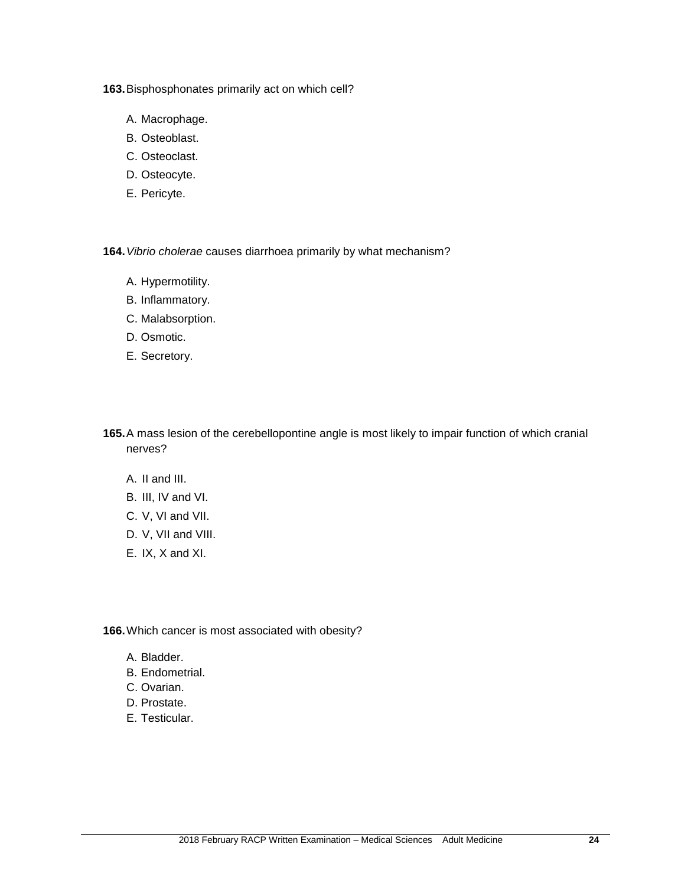**163.** Bisphosphonates primarily act on which cell?

A. Macrophage.
B. Osteoblast.
C. Osteoclast.
D. Osteocyte.
E. Pericyte.

**164.** *Vibrio cholerae* causes diarrhoea primarily by what mechanism?

A. Hypermotility.
B. Inflammatory.
C. Malabsorption.
D. Osmotic.
E. Secretory.

**165.** A mass lesion of the cerebellopontine angle is most likely to impair function of which cranial nerves?

A. II and III.
B. III, IV and VI.
C. V, VI and VII.
D. V, VII and VIII.
E. IX, X and XI.

**166.** Which cancer is most associated with obesity?

A. Bladder.
B. Endometrial.
C. Ovarian.
D. Prostate.
E. Testicular.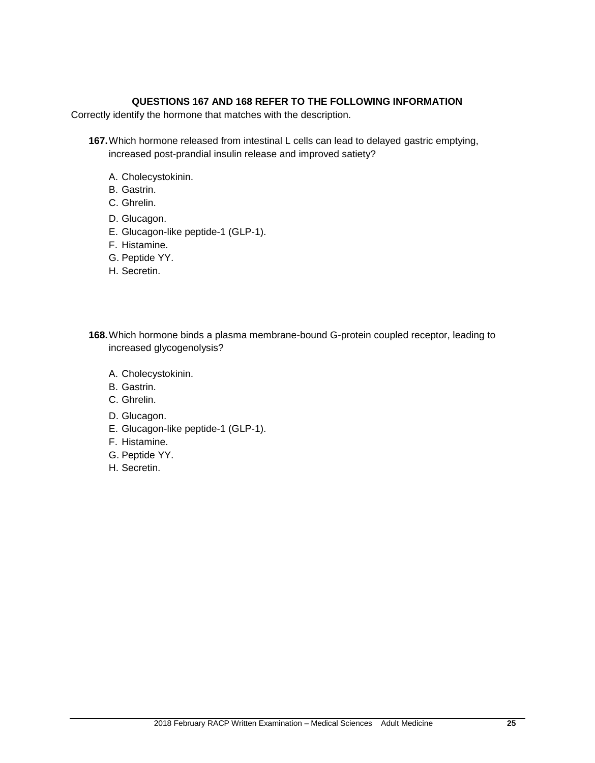### QUESTIONS 167 AND 168 REFER TO THE FOLLOWING INFORMATION

Correctly identify the hormone that matches with the description.

**167.** Which hormone released from intestinal L cells can lead to delayed gastric emptying, increased post-prandial insulin release and improved satiety?

A. Cholecystokinin.
B. Gastrin.
C. Ghrelin.
D. Glucagon.
E. Glucagon-like peptide-1 (GLP-1).
F. Histamine.
G. Peptide YY.
H. Secretin.

**168.** Which hormone binds a plasma membrane-bound G-protein coupled receptor, leading to increased glycogenolysis?

A. Cholecystokinin.
B. Gastrin.
C. Ghrelin.
D. Glucagon.
E. Glucagon-like peptide-1 (GLP-1).
F. Histamine.
G. Peptide YY.
H. Secretin.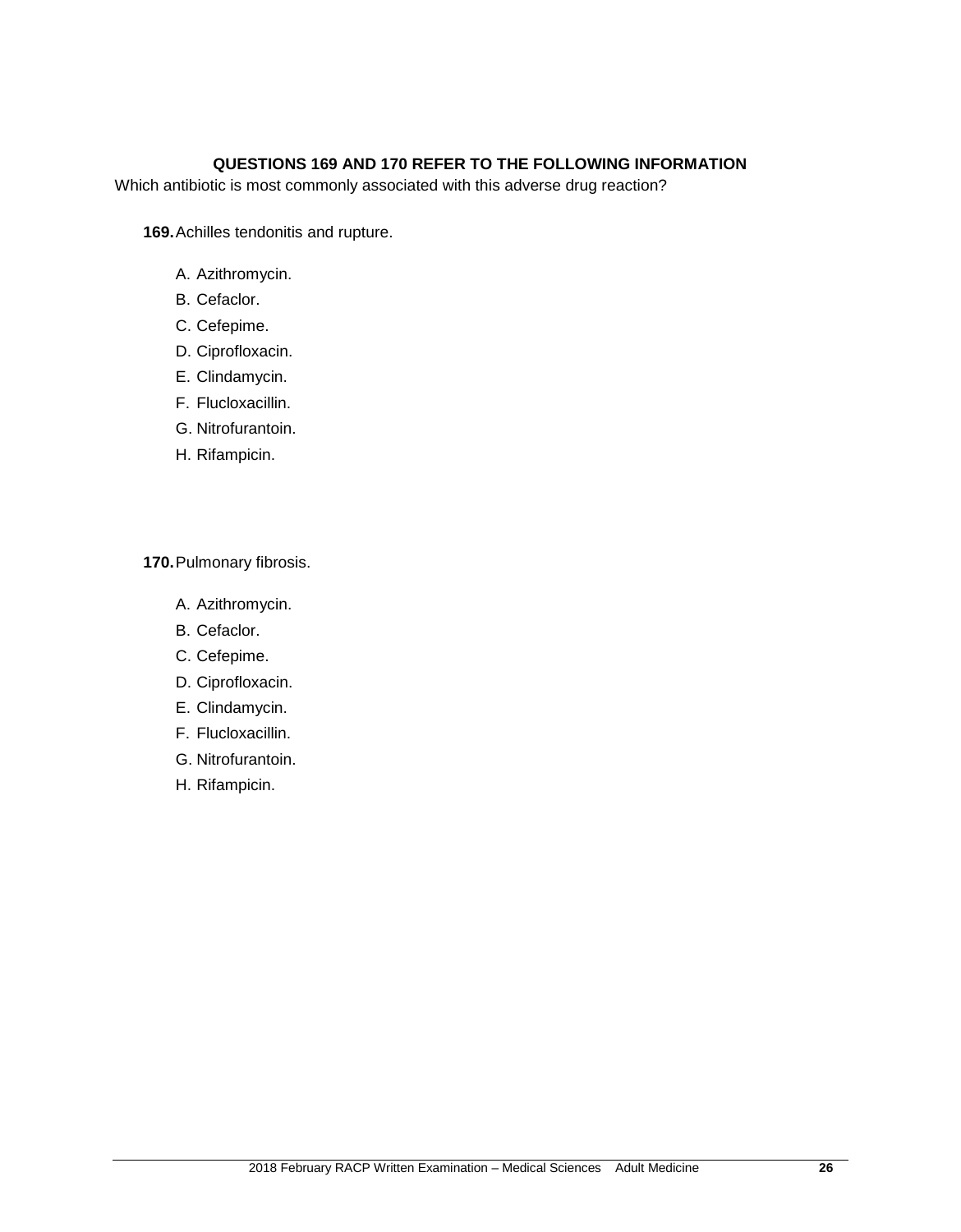**QUESTIONS 169 AND 170 REFER TO THE FOLLOWING INFORMATION**

Which antibiotic is most commonly associated with this adverse drug reaction?

**169.** Achilles tendonitis and rupture.

A. Azithromycin.
B. Cefaclor.
C. Cefepime.
D. Ciprofloxacin.
E. Clindamycin.
F. Flucloxacillin.
G. Nitrofurantoin.
H. Rifampicin.

**170.** Pulmonary fibrosis.

A. Azithromycin.
B. Cefaclor.
C. Cefepime.
D. Ciprofloxacin.
E. Clindamycin.
F. Flucloxacillin.
G. Nitrofurantoin.
H. Rifampicin.